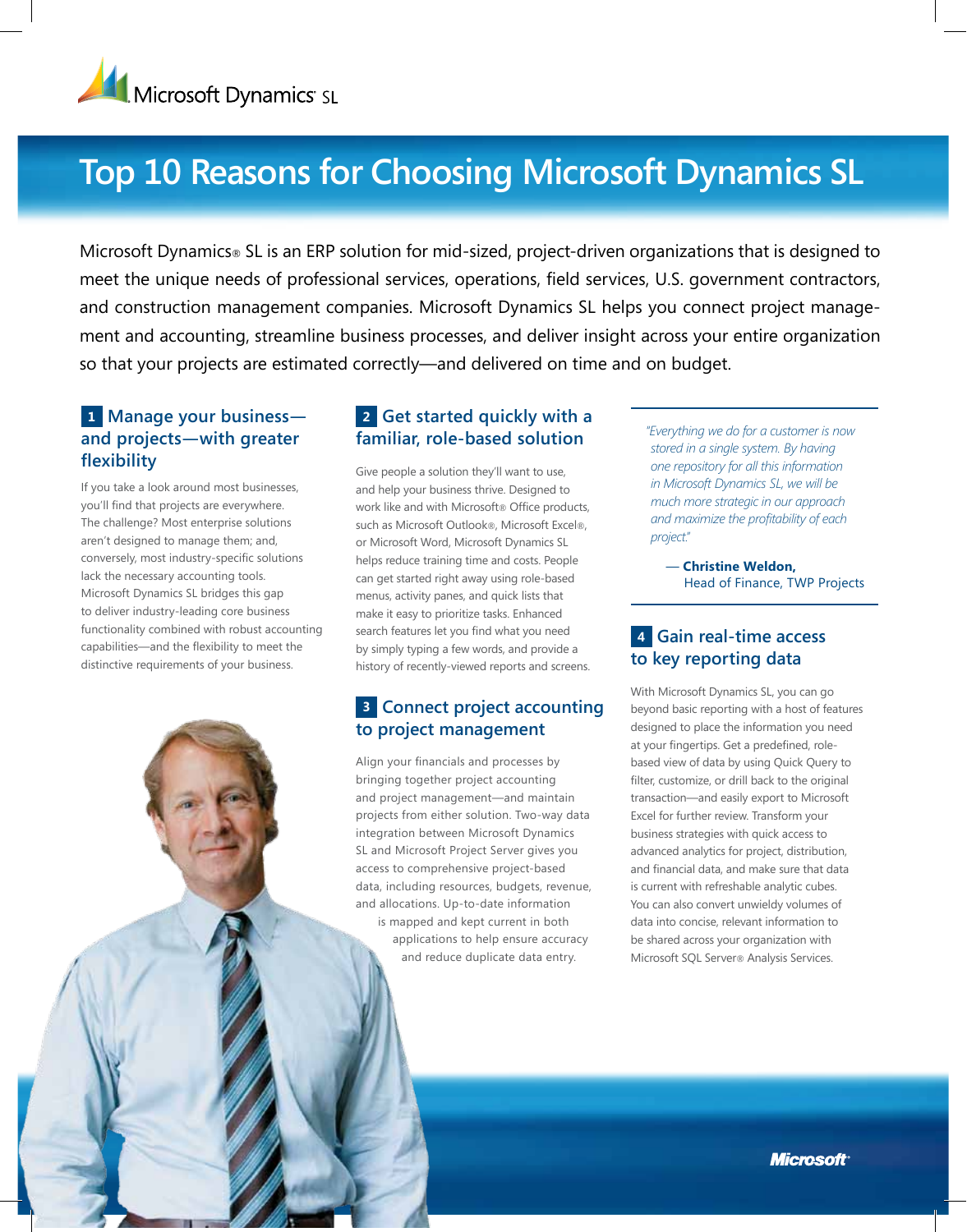Microsoft Dynamics SL

# Top 10 Reasons for Choosing Microsoft Dynamics SL

Microsoft Dynamics® SL is an ERP solution for mid-sized, project-driven organizations that is designed to meet the unique needs of professional services, operations, field services, U.S. government contractors, and construction management companies. Microsoft Dynamics SL helps you connect project management and accounting, streamline business processes, and deliver insight across your entire organization so that your projects are estimated correctly—and delivered on time and on budget.

## 1 Manage your business—and projects—with greater flexibility

If you take a look around most businesses, you'll find that projects are everywhere. The challenge? Most enterprise solutions aren't designed to manage them; and, conversely, most industry-specific solutions lack the necessary accounting tools. Microsoft Dynamics SL bridges this gap to deliver industry-leading core business functionality combined with robust accounting capabilities—and the flexibility to meet the distinctive requirements of your business.

## 2 Get started quickly with a familiar, role-based solution

Give people a solution they'll want to use, and help your business thrive. Designed to work like and with Microsoft® Office products, such as Microsoft Outlook®, Microsoft Excel®, or Microsoft Word, Microsoft Dynamics SL helps reduce training time and costs. People can get started right away using role-based menus, activity panes, and quick lists that make it easy to prioritize tasks. Enhanced search features let you find what you need by simply typing a few words, and provide a history of recently-viewed reports and screens.

## 3 Connect project accounting to project management

Align your financials and processes by bringing together project accounting and project management—and maintain projects from either solution. Two-way data integration between Microsoft Dynamics SL and Microsoft Project Server gives you access to comprehensive project-based data, including resources, budgets, revenue, and allocations. Up-to-date information is mapped and kept current in both applications to help ensure accuracy and reduce duplicate data entry.

> *"Everything we do for a customer is now stored in a single system. By having one repository for all this information in Microsoft Dynamics SL, we will be much more strategic in our approach and maximize the profitability of each project."*
>
> — **Christine Weldon,** Head of Finance, TWP Projects

## 4 Gain real-time access to key reporting data

With Microsoft Dynamics SL, you can go beyond basic reporting with a host of features designed to place the information you need at your fingertips. Get a predefined, role-based view of data by using Quick Query to filter, customize, or drill back to the original transaction—and easily export to Microsoft Excel for further review. Transform your business strategies with quick access to advanced analytics for project, distribution, and financial data, and make sure that data is current with refreshable analytic cubes. You can also convert unwieldy volumes of data into concise, relevant information to be shared across your organization with Microsoft SQL Server® Analysis Services.

Microsoft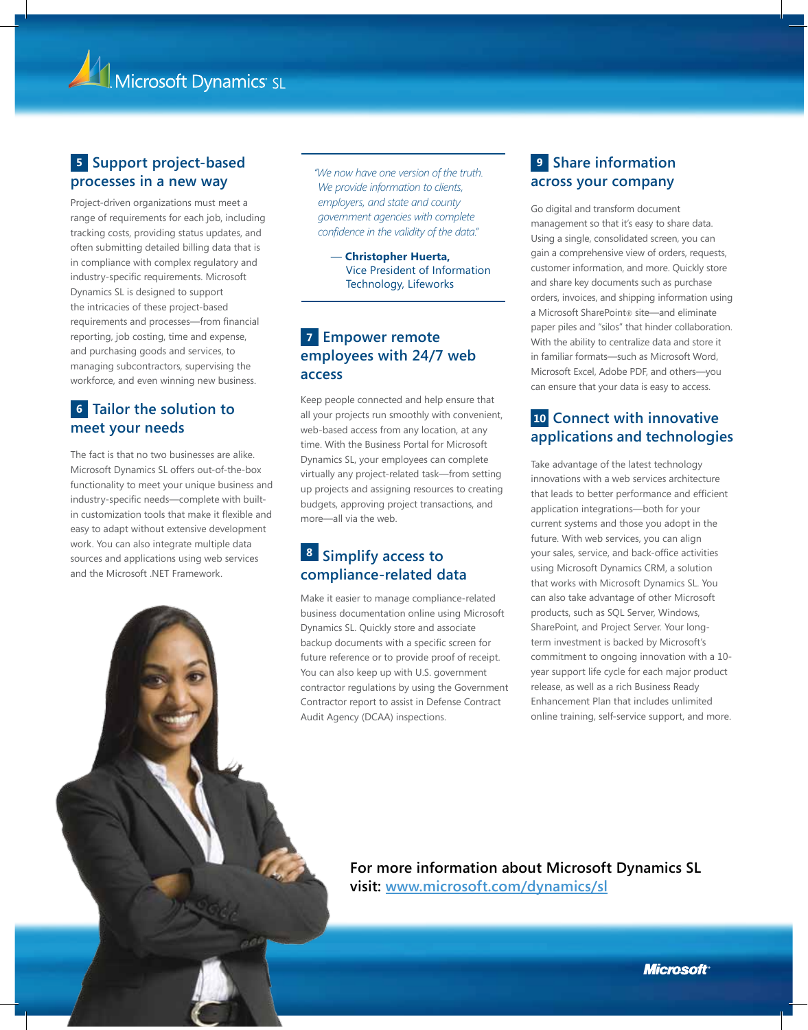Microsoft Dynamics SL

## 5 Support project-based processes in a new way

Project-driven organizations must meet a range of requirements for each job, including tracking costs, providing status updates, and often submitting detailed billing data that is in compliance with complex regulatory and industry-specific requirements. Microsoft Dynamics SL is designed to support the intricacies of these project-based requirements and processes—from financial reporting, job costing, time and expense, and purchasing goods and services, to managing subcontractors, supervising the workforce, and even winning new business.

## 6 Tailor the solution to meet your needs

The fact is that no two businesses are alike. Microsoft Dynamics SL offers out-of-the-box functionality to meet your unique business and industry-specific needs—complete with built-in customization tools that make it flexible and easy to adapt without extensive development work. You can also integrate multiple data sources and applications using web services and the Microsoft .NET Framework.

*"We now have one version of the truth. We provide information to clients, employers, and state and county government agencies with complete confidence in the validity of the data."*

— **Christopher Huerta,** Vice President of Information Technology, Lifeworks

## 7 Empower remote employees with 24/7 web access

Keep people connected and help ensure that all your projects run smoothly with convenient, web-based access from any location, at any time. With the Business Portal for Microsoft Dynamics SL, your employees can complete virtually any project-related task—from setting up projects and assigning resources to creating budgets, approving project transactions, and more—all via the web.

## 8 Simplify access to compliance-related data

Make it easier to manage compliance-related business documentation online using Microsoft Dynamics SL. Quickly store and associate backup documents with a specific screen for future reference or to provide proof of receipt. You can also keep up with U.S. government contractor regulations by using the Government Contractor report to assist in Defense Contract Audit Agency (DCAA) inspections.

## 9 Share information across your company

Go digital and transform document management so that it's easy to share data. Using a single, consolidated screen, you can gain a comprehensive view of orders, requests, customer information, and more. Quickly store and share key documents such as purchase orders, invoices, and shipping information using a Microsoft SharePoint® site—and eliminate paper piles and "silos" that hinder collaboration. With the ability to centralize data and store it in familiar formats—such as Microsoft Word, Microsoft Excel, Adobe PDF, and others—you can ensure that your data is easy to access.

## 10 Connect with innovative applications and technologies

Take advantage of the latest technology innovations with a web services architecture that leads to better performance and efficient application integrations—both for your current systems and those you adopt in the future. With web services, you can align your sales, service, and back-office activities using Microsoft Dynamics CRM, a solution that works with Microsoft Dynamics SL. You can also take advantage of other Microsoft products, such as SQL Server, Windows, SharePoint, and Project Server. Your long-term investment is backed by Microsoft's commitment to ongoing innovation with a 10-year support life cycle for each major product release, as well as a rich Business Ready Enhancement Plan that includes unlimited online training, self-service support, and more.

**For more information about Microsoft Dynamics SL visit: [www.microsoft.com/dynamics/sl](www.microsoft.com/dynamics/sl)**

Microsoft